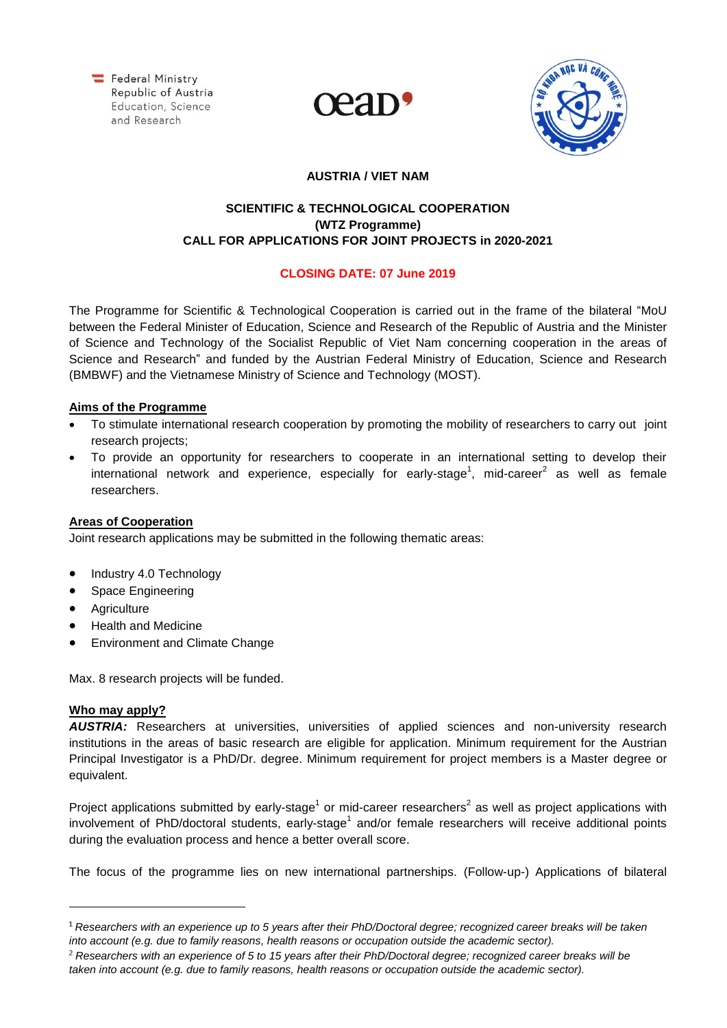Federal Ministry Republic of Austria Education, Science and Research

**AUSTRIA / VIET NAM**

**SCIENTIFIC & TECHNOLOGICAL COOPERATION**
**(WTZ Programme)**
**CALL FOR APPLICATIONS FOR JOINT PROJECTS in 2020-2021**

**CLOSING DATE: 07 June 2019**

The Programme for Scientific & Technological Cooperation is carried out in the frame of the bilateral "MoU between the Federal Minister of Education, Science and Research of the Republic of Austria and the Minister of Science and Technology of the Socialist Republic of Viet Nam concerning cooperation in the areas of Science and Research" and funded by the Austrian Federal Ministry of Education, Science and Research (BMBWF) and the Vietnamese Ministry of Science and Technology (MOST).

## Aims of the Programme

- To stimulate international research cooperation by promoting the mobility of researchers to carry out joint research projects;
- To provide an opportunity for researchers to cooperate in an international setting to develop their international network and experience, especially for early-stage[1], mid-career[2] as well as female researchers.

## Areas of Cooperation

Joint research applications may be submitted in the following thematic areas:

- Industry 4.0 Technology
- Space Engineering
- Agriculture
- Health and Medicine
- Environment and Climate Change

Max. 8 research projects will be funded.

## Who may apply?

***AUSTRIA:*** Researchers at universities, universities of applied sciences and non-university research institutions in the areas of basic research are eligible for application. Minimum requirement for the Austrian Principal Investigator is a PhD/Dr. degree. Minimum requirement for project members is a Master degree or equivalent.

Project applications submitted by early-stage[1] or mid-career researchers[2] as well as project applications with involvement of PhD/doctoral students, early-stage[1] and/or female researchers will receive additional points during the evaluation process and hence a better overall score.

The focus of the programme lies on new international partnerships. (Follow-up-) Applications of bilateral

---

[1] *Researchers with an experience up to 5 years after their PhD/Doctoral degree; recognized career breaks will be taken into account (e.g. due to family reasons, health reasons or occupation outside the academic sector).*

[2] *Researchers with an experience of 5 to 15 years after their PhD/Doctoral degree; recognized career breaks will be taken into account (e.g. due to family reasons, health reasons or occupation outside the academic sector).*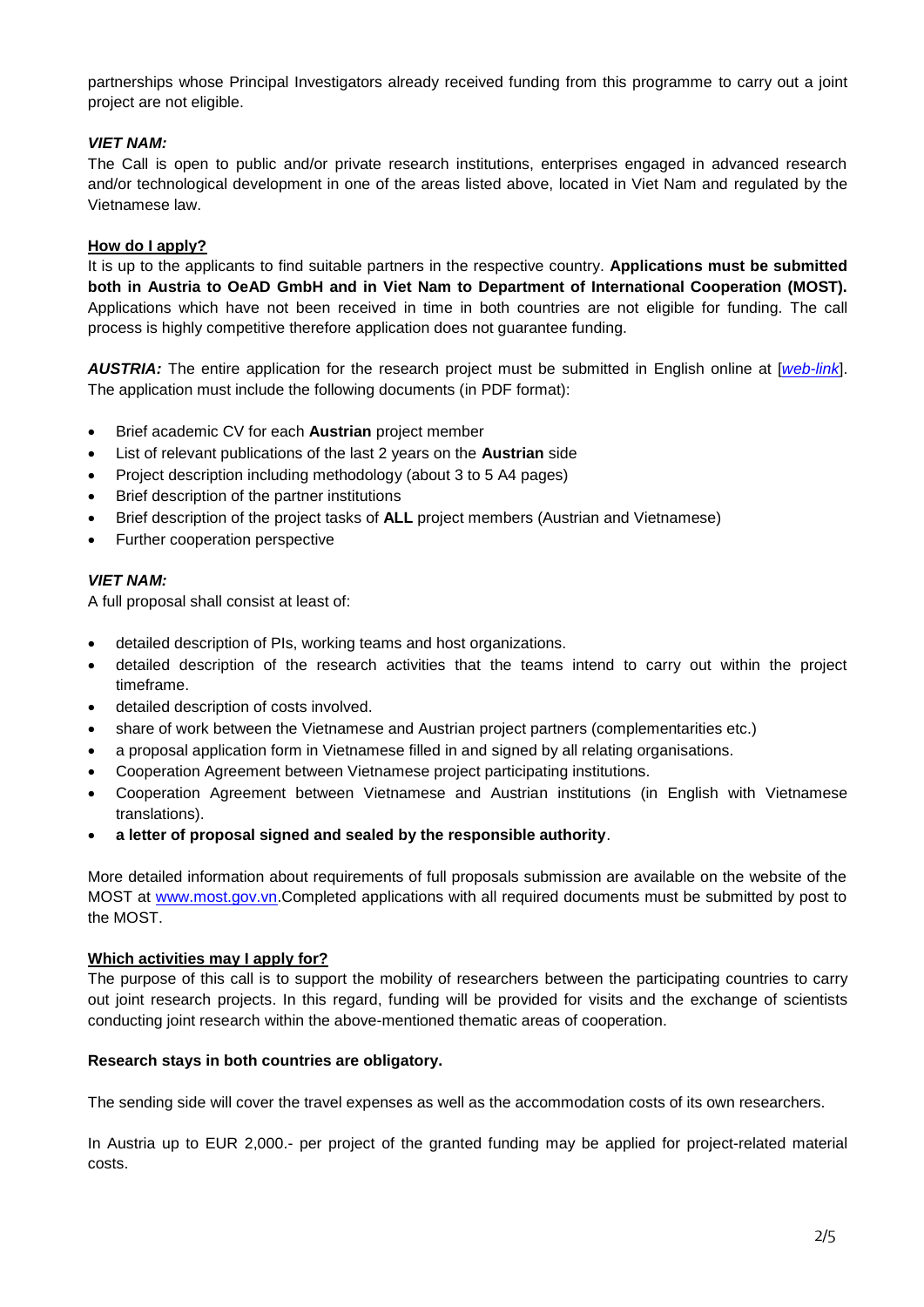partnerships whose Principal Investigators already received funding from this programme to carry out a joint project are not eligible.

***VIET NAM:***

The Call is open to public and/or private research institutions, enterprises engaged in advanced research and/or technological development in one of the areas listed above, located in Viet Nam and regulated by the Vietnamese law.

**How do I apply?**

It is up to the applicants to find suitable partners in the respective country. **Applications must be submitted both in Austria to OeAD GmbH and in Viet Nam to Department of International Cooperation (MOST).** Applications which have not been received in time in both countries are not eligible for funding. The call process is highly competitive therefore application does not guarantee funding.

***AUSTRIA:*** The entire application for the research project must be submitted in English online at [*web-link*]. The application must include the following documents (in PDF format):

- Brief academic CV for each **Austrian** project member
- List of relevant publications of the last 2 years on the **Austrian** side
- Project description including methodology (about 3 to 5 A4 pages)
- Brief description of the partner institutions
- Brief description of the project tasks of **ALL** project members (Austrian and Vietnamese)
- Further cooperation perspective

***VIET NAM:***

A full proposal shall consist at least of:

- detailed description of PIs, working teams and host organizations.
- detailed description of the research activities that the teams intend to carry out within the project timeframe.
- detailed description of costs involved.
- share of work between the Vietnamese and Austrian project partners (complementarities etc.)
- a proposal application form in Vietnamese filled in and signed by all relating organisations.
- Cooperation Agreement between Vietnamese project participating institutions.
- Cooperation Agreement between Vietnamese and Austrian institutions (in English with Vietnamese translations).
- **a letter of proposal signed and sealed by the responsible authority**.

More detailed information about requirements of full proposals submission are available on the website of the MOST at www.most.gov.vn.Completed applications with all required documents must be submitted by post to the MOST.

**Which activities may I apply for?**

The purpose of this call is to support the mobility of researchers between the participating countries to carry out joint research projects. In this regard, funding will be provided for visits and the exchange of scientists conducting joint research within the above-mentioned thematic areas of cooperation.

**Research stays in both countries are obligatory.**

The sending side will cover the travel expenses as well as the accommodation costs of its own researchers.

In Austria up to EUR 2,000.- per project of the granted funding may be applied for project-related material costs.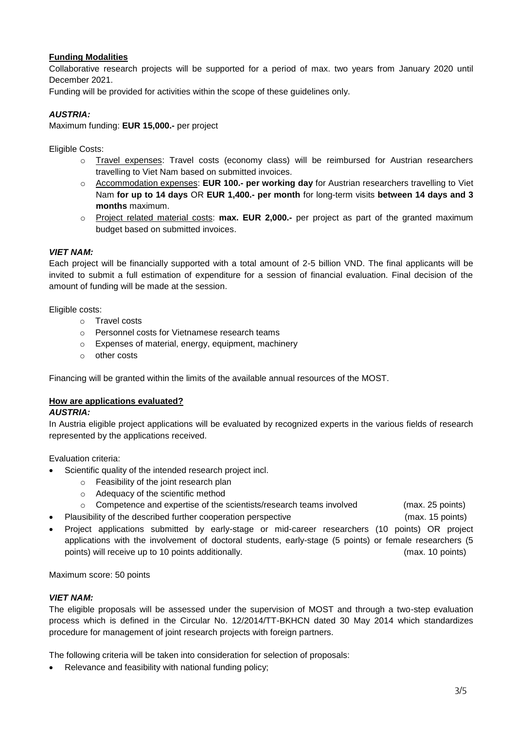**Funding Modalities**

Collaborative research projects will be supported for a period of max. two years from January 2020 until December 2021.

Funding will be provided for activities within the scope of these guidelines only.

***AUSTRIA:***

Maximum funding: **EUR 15,000.-** per project

Eligible Costs:

- Travel expenses: Travel costs (economy class) will be reimbursed for Austrian researchers travelling to Viet Nam based on submitted invoices.
- Accommodation expenses: **EUR 100.- per working day** for Austrian researchers travelling to Viet Nam **for up to 14 days** OR **EUR 1,400.- per month** for long-term visits **between 14 days and 3 months** maximum.
- Project related material costs: **max. EUR 2,000.-** per project as part of the granted maximum budget based on submitted invoices.

***VIET NAM:***

Each project will be financially supported with a total amount of 2-5 billion VND. The final applicants will be invited to submit a full estimation of expenditure for a session of financial evaluation. Final decision of the amount of funding will be made at the session.

Eligible costs:

- Travel costs
- Personnel costs for Vietnamese research teams
- Expenses of material, energy, equipment, machinery
- other costs

Financing will be granted within the limits of the available annual resources of the MOST.

**How are applications evaluated?**

***AUSTRIA:***

In Austria eligible project applications will be evaluated by recognized experts in the various fields of research represented by the applications received.

Evaluation criteria:

- Scientific quality of the intended research project incl.
  - Feasibility of the joint research plan
  - Adequacy of the scientific method
  - Competence and expertise of the scientists/research teams involved (max. 25 points)
- Plausibility of the described further cooperation perspective (max. 15 points)
- Project applications submitted by early-stage or mid-career researchers (10 points) OR project applications with the involvement of doctoral students, early-stage (5 points) or female researchers (5 points) will receive up to 10 points additionally. (max. 10 points)

Maximum score: 50 points

***VIET NAM:***

The eligible proposals will be assessed under the supervision of MOST and through a two-step evaluation process which is defined in the Circular No. 12/2014/TT-BKHCN dated 30 May 2014 which standardizes procedure for management of joint research projects with foreign partners.

The following criteria will be taken into consideration for selection of proposals:

- Relevance and feasibility with national funding policy;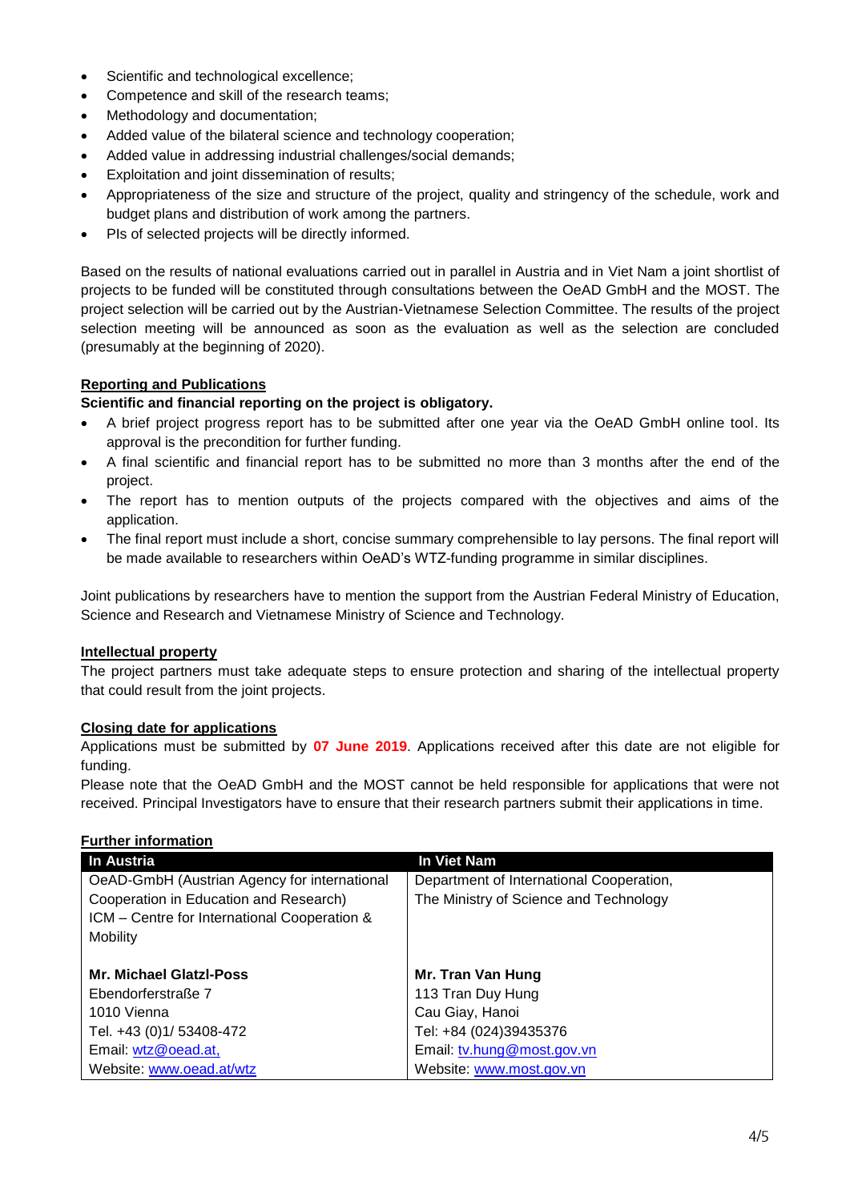- Scientific and technological excellence;
- Competence and skill of the research teams;
- Methodology and documentation;
- Added value of the bilateral science and technology cooperation;
- Added value in addressing industrial challenges/social demands;
- Exploitation and joint dissemination of results;
- Appropriateness of the size and structure of the project, quality and stringency of the schedule, work and budget plans and distribution of work among the partners.
- PIs of selected projects will be directly informed.

Based on the results of national evaluations carried out in parallel in Austria and in Viet Nam a joint shortlist of projects to be funded will be constituted through consultations between the OeAD GmbH and the MOST. The project selection will be carried out by the Austrian-Vietnamese Selection Committee. The results of the project selection meeting will be announced as soon as the evaluation as well as the selection are concluded (presumably at the beginning of 2020).

## Reporting and Publications

**Scientific and financial reporting on the project is obligatory.**

- A brief project progress report has to be submitted after one year via the OeAD GmbH online tool. Its approval is the precondition for further funding.
- A final scientific and financial report has to be submitted no more than 3 months after the end of the project.
- The report has to mention outputs of the projects compared with the objectives and aims of the application.
- The final report must include a short, concise summary comprehensible to lay persons. The final report will be made available to researchers within OeAD's WTZ-funding programme in similar disciplines.

Joint publications by researchers have to mention the support from the Austrian Federal Ministry of Education, Science and Research and Vietnamese Ministry of Science and Technology.

## Intellectual property

The project partners must take adequate steps to ensure protection and sharing of the intellectual property that could result from the joint projects.

## Closing date for applications

Applications must be submitted by **07 June 2019**. Applications received after this date are not eligible for funding.

Please note that the OeAD GmbH and the MOST cannot be held responsible for applications that were not received. Principal Investigators have to ensure that their research partners submit their applications in time.

## Further information

| In Austria | In Viet Nam |
|---|---|
| OeAD-GmbH (Austrian Agency for international Cooperation in Education and Research)<br>ICM – Centre for International Cooperation & Mobility | Department of International Cooperation, The Ministry of Science and Technology |
| **Mr. Michael Glatzl-Poss**<br>Ebendorferstraße 7<br>1010 Vienna<br>Tel. +43 (0)1/ 53408-472<br>Email: wtz@oead.at,<br>Website: www.oead.at/wtz | **Mr. Tran Van Hung**<br>113 Tran Duy Hung<br>Cau Giay, Hanoi<br>Tel: +84 (024)39435376<br>Email: tv.hung@most.gov.vn<br>Website: www.most.gov.vn |